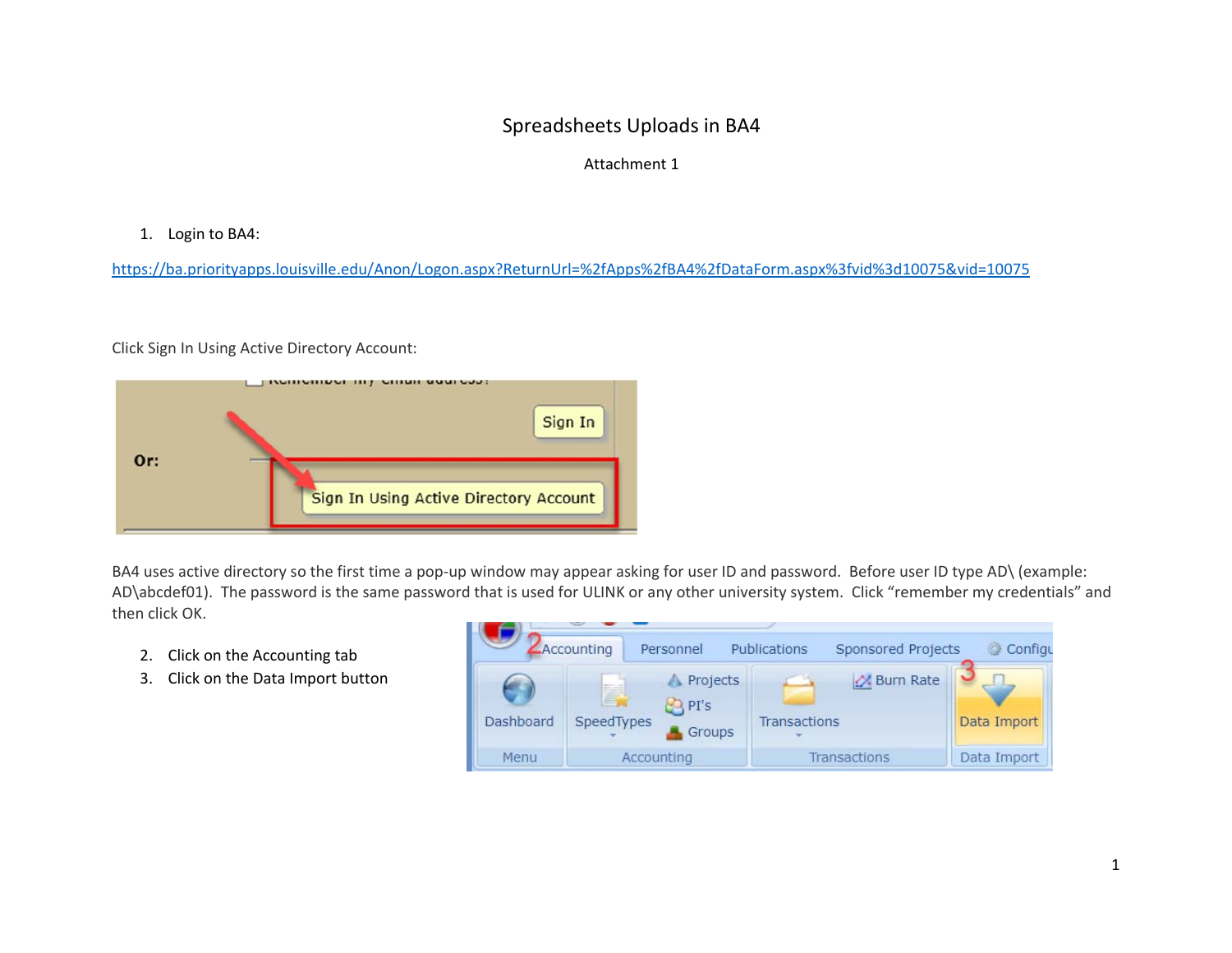# Spreadsheets Uploads in BA4

Attachment 1

1. Login to BA4:

https://ba.priorityapps.louisville.edu/Anon/Logon.aspx?ReturnUrl=%2fApps%2fBA4%2fDataForm.aspx%3fvid%3d10075&vid=10075

Click Sign In Using Active Directory Account:

BA4 uses active directory so the first time a pop-up window may appear asking for user ID and password. Before user ID type AD\ (example: AD\abcdef01). The password is the same password that is used for ULINK or any other university system. Click "remember my credentials" and then click OK.

2. Click on the Accounting tab
3. Click on the Data Import button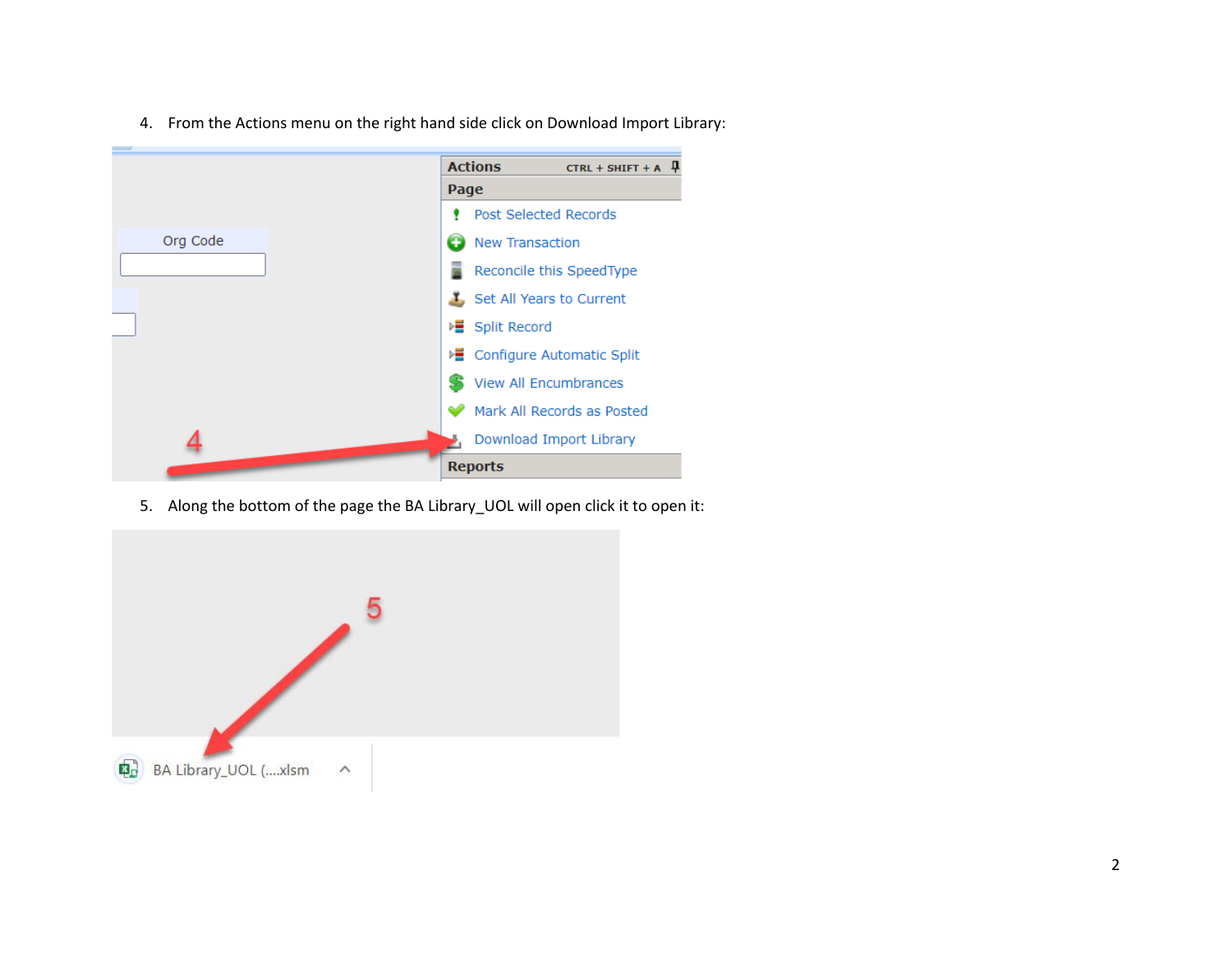4. From the Actions menu on the right hand side click on Download Import Library:

5. Along the bottom of the page the BA Library_UOL will open click it to open it: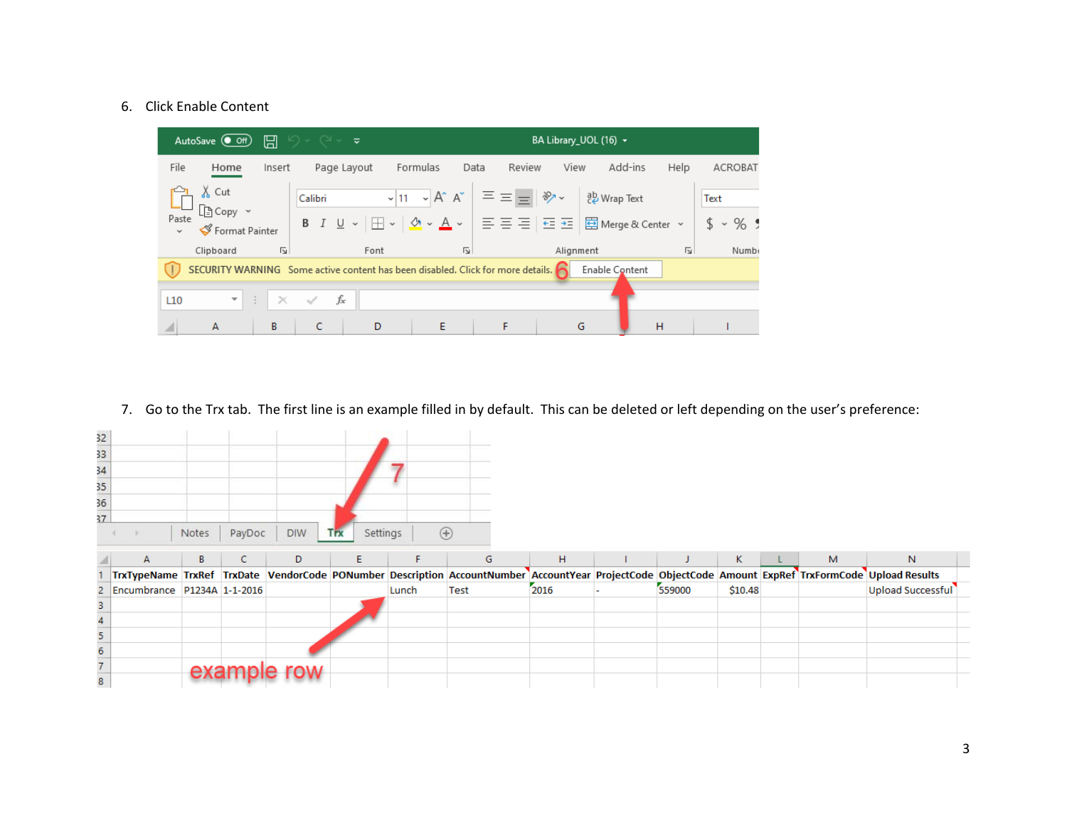6. Click Enable Content

7. Go to the Trx tab. The first line is an example filled in by default. This can be deleted or left depending on the user's preference: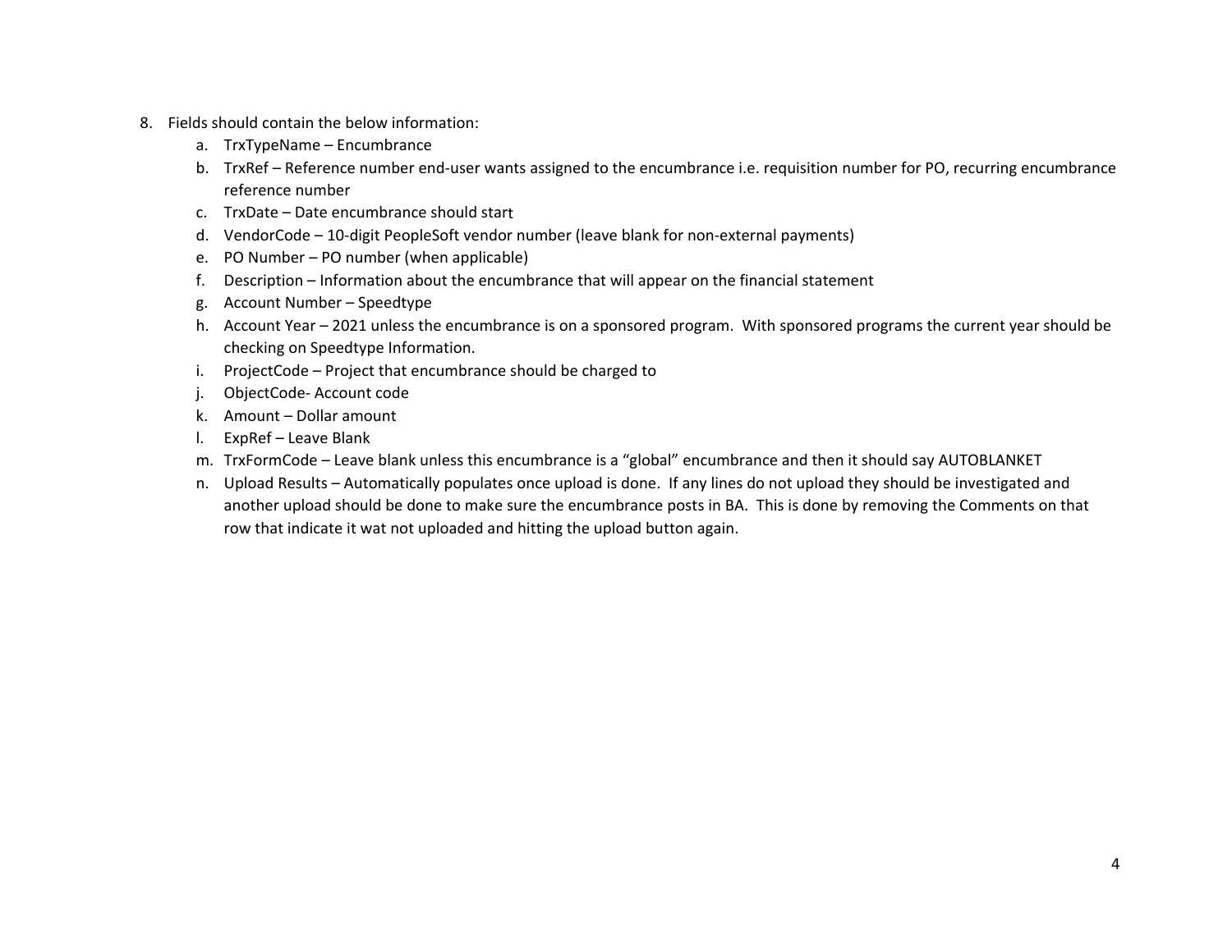8. Fields should contain the below information:
   a. TrxTypeName – Encumbrance
   b. TrxRef – Reference number end-user wants assigned to the encumbrance i.e. requisition number for PO, recurring encumbrance reference number
   c. TrxDate – Date encumbrance should start
   d. VendorCode – 10-digit PeopleSoft vendor number (leave blank for non-external payments)
   e. PO Number – PO number (when applicable)
   f. Description – Information about the encumbrance that will appear on the financial statement
   g. Account Number – Speedtype
   h. Account Year – 2021 unless the encumbrance is on a sponsored program. With sponsored programs the current year should be checking on Speedtype Information.
   i. ProjectCode – Project that encumbrance should be charged to
   j. ObjectCode- Account code
   k. Amount – Dollar amount
   l. ExpRef – Leave Blank
   m. TrxFormCode – Leave blank unless this encumbrance is a "global" encumbrance and then it should say AUTOBLANKET
   n. Upload Results – Automatically populates once upload is done. If any lines do not upload they should be investigated and another upload should be done to make sure the encumbrance posts in BA. This is done by removing the Comments on that row that indicate it wat not uploaded and hitting the upload button again.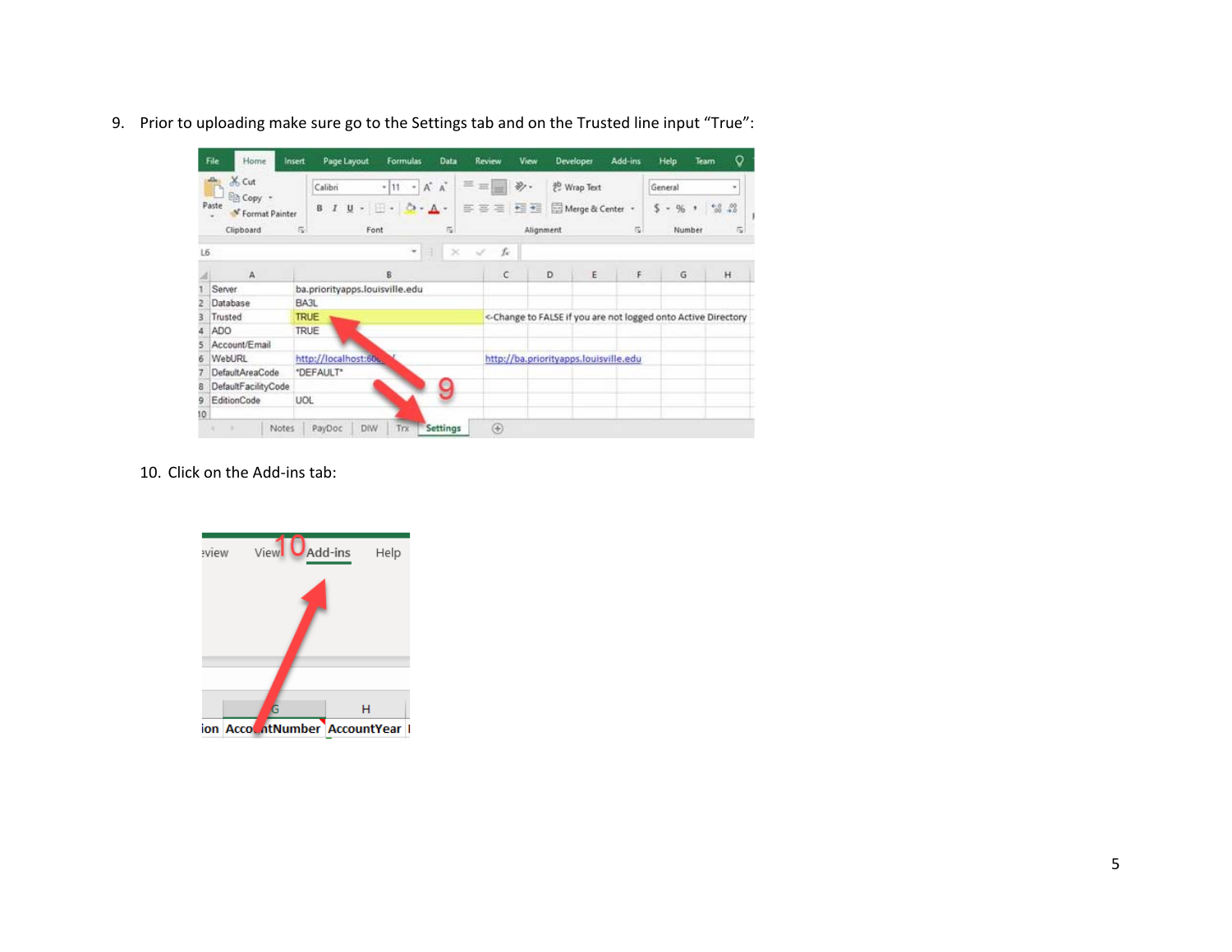9. Prior to uploading make sure go to the Settings tab and on the Trusted line input “True”:

10. Click on the Add-ins tab: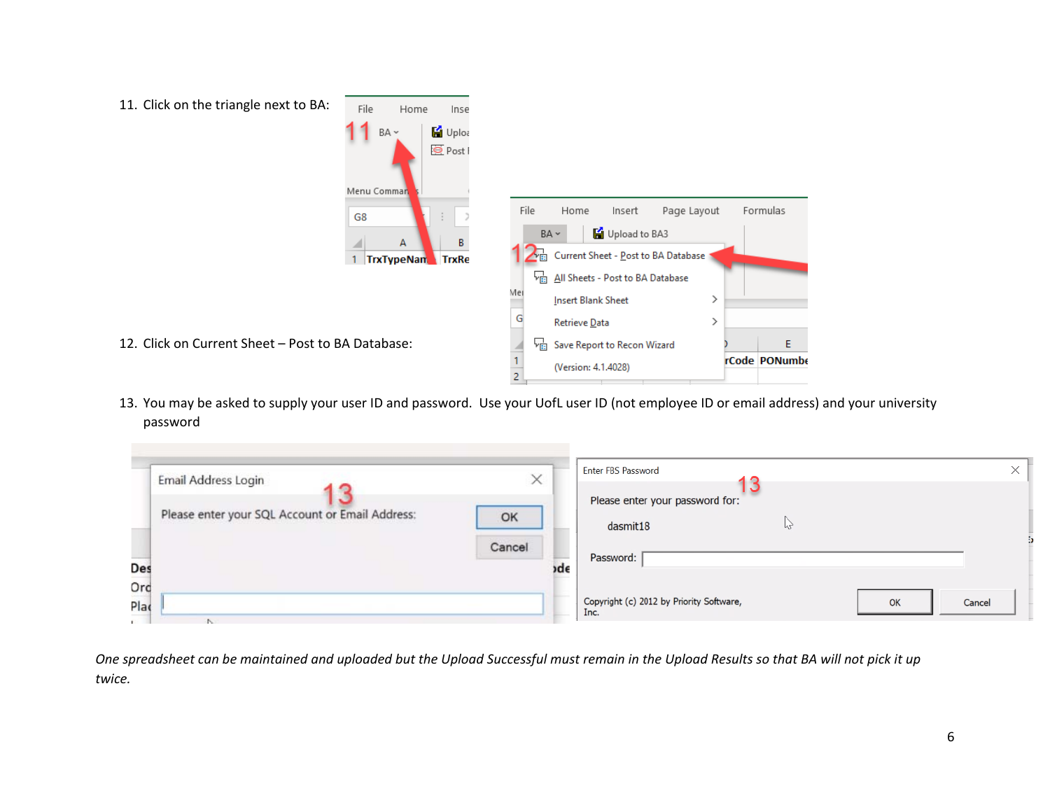11. Click on the triangle next to BA:

12. Click on Current Sheet – Post to BA Database:

13. You may be asked to supply your user ID and password. Use your UofL user ID (not employee ID or email address) and your university password

*One spreadsheet can be maintained and uploaded but the Upload Successful must remain in the Upload Results so that BA will not pick it up twice.*